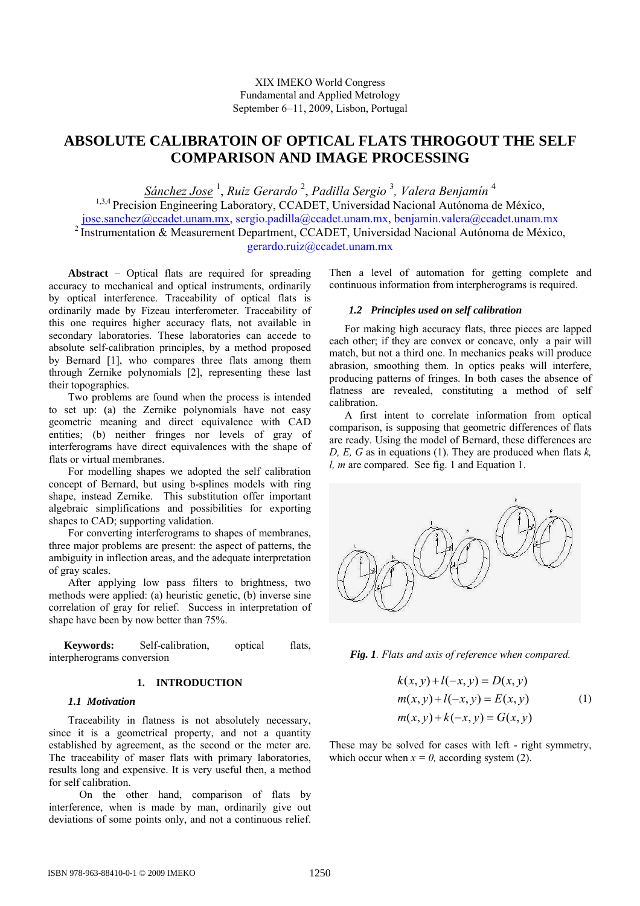XIX IMEKO World Congress
Fundamental and Applied Metrology
September 6−11, 2009, Lisbon, Portugal

# ABSOLUTE CALIBRATOIN OF OPTICAL FLATS THROGOUT THE SELF COMPARISON AND IMAGE PROCESSING

Sánchez Jose [1], Ruiz Gerardo [2], Padilla Sergio [3], Valera Benjamín [4]

[1,3,4] Precision Engineering Laboratory, CCADET, Universidad Nacional Autónoma de México, jose.sanchez@ccadet.unam.mx, sergio.padilla@ccadet.unam.mx, benjamin.valera@ccadet.unam.mx

[2] Instrumentation & Measurement Department, CCADET, Universidad Nacional Autónoma de México, gerardo.ruiz@ccadet.unam.mx

**Abstract** – Optical flats are required for spreading accuracy to mechanical and optical instruments, ordinarily by optical interference. Traceability of optical flats is ordinarily made by Fizeau interferometer. Traceability of this one requires higher accuracy flats, not available in secondary laboratories. These laboratories can accede to absolute self-calibration principles, by a method proposed by Bernard [1], who compares three flats among them through Zernike polynomials [2], representing these last their topographies.

Two problems are found when the process is intended to set up: (a) the Zernike polynomials have not easy geometric meaning and direct equivalence with CAD entities; (b) neither fringes nor levels of gray of interferograms have direct equivalences with the shape of flats or virtual membranes.

For modelling shapes we adopted the self calibration concept of Bernard, but using b-splines models with ring shape, instead Zernike. This substitution offer important algebraic simplifications and possibilities for exporting shapes to CAD; supporting validation.

For converting interferograms to shapes of membranes, three major problems are present: the aspect of patterns, the ambiguity in inflection areas, and the adequate interpretation of gray scales.

After applying low pass filters to brightness, two methods were applied: (a) heuristic gray, (b) inverse sine correlation of gray for relief. Success in interpretation of shape have been by now better than 75%.

**Keywords:** Self-calibration, optical flats, interpherograms conversion

## 1. INTRODUCTION

### 1.1 Motivation

Traceability in flatness is not absolutely necessary, since it is a geometrical property, and not a quantity established by agreement, as the second or the meter are. The traceability of maser flats with primary laboratories, results long and expensive. It is very useful then, a method for self calibration.

On the other hand, comparison of flats by interference, when is made by man, ordinarily give out deviations of some points only, and not a continuous relief. Then a level of automation for getting complete and continuous information from interpherograms is required.

### 1.2 Principles used on self calibration

For making high accuracy flats, three pieces are lapped each other; if they are convex or concave, only a pair will match, but not a third one. In mechanics peaks will produce abrasion, smoothing them. In optics peaks will interfere, producing patterns of fringes. In both cases the absence of flatness are revealed, constituting a method of self calibration.

A first intent to correlate information from optical comparison, is supposing that geometric differences of flats are ready. Using the model of Bernard, these differences are *D, E, G* as in equations (1). They are produced when flats *k, l, m* are compared. See fig. 1 and Equation 1.

*Fig. 1. Flats and axis of reference when compared.*

$$
\begin{aligned}
k(x,y)+l(-x,y) &= D(x,y)\\
m(x,y)+l(-x,y) &= E(x,y)\\
m(x,y)+k(-x,y) &= G(x,y)
\end{aligned}
\tag{1}
$$

These may be solved for cases with left - right symmetry, which occur when $x = 0$, according system (2).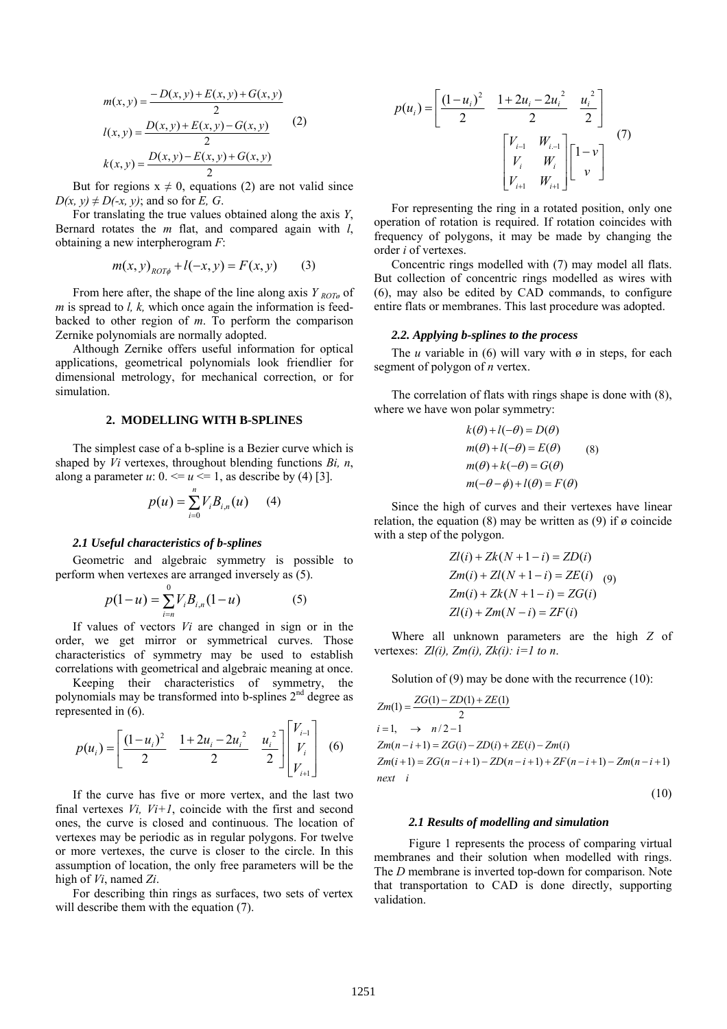$$
\begin{aligned}
m(x,y) &= \frac{-D(x,y)+E(x,y)+G(x,y)}{2} \\
l(x,y) &= \frac{D(x,y)+E(x,y)-G(x,y)}{2} \qquad (2) \\
k(x,y) &= \frac{D(x,y)-E(x,y)+G(x,y)}{2}
\end{aligned}
$$

But for regions x ≠ 0, equations (2) are not valid since $D(x, y) \neq D(-x, y)$; and so for *E, G*.

For translating the true values obtained along the axis *Y*, Bernard rotates the *m* flat, and compared again with *l*, obtaining a new interpherogram *F*:

$$
m(x,y)_{ROT\phi} + l(-x,y) = F(x,y) \qquad (3)
$$

From here after, the shape of the line along axis $Y_{ROT\phi}$ of *m* is spread to *l, k,* which once again the information is feed-backed to other region of *m*. To perform the comparison Zernike polynomials are normally adopted.

Although Zernike offers useful information for optical applications, geometrical polynomials look friendlier for dimensional metrology, for mechanical correction, or for simulation.

## 2. MODELLING WITH B-SPLINES

The simplest case of a b-spline is a Bezier curve which is shaped by *Vi* vertexes, throughout blending functions *Bi, n*, along a parameter *u*: 0. <= *u* <= 1, as describe by (4) [3].

$$
p(u) = \sum_{i=0}^{n} V_i B_{i,n}(u) \qquad (4)
$$

### 2.1 Useful characteristics of b-splines

Geometric and algebraic symmetry is possible to perform when vertexes are arranged inversely as (5).

$$
p(1-u) = \sum_{i=n}^{0} V_i B_{i,n}(1-u) \qquad (5)
$$

If values of vectors *Vi* are changed in sign or in the order, we get mirror or symmetrical curves. Those characteristics of symmetry may be used to establish correlations with geometrical and algebraic meaning at once.

Keeping their characteristics of symmetry, the polynomials may be transformed into b-splines 2nd degree as represented in (6).

$$
p(u_i) = \begin{bmatrix} \frac{(1-u_i)^2}{2} & \frac{1+2u_i-2u_i^2}{2} & \frac{u_i^2}{2} \end{bmatrix} \begin{bmatrix} V_{i-1} \\ V_i \\ V_{i+1} \end{bmatrix} \qquad (6)
$$

If the curve has five or more vertex, and the last two final vertexes *Vi, Vi+1*, coincide with the first and second ones, the curve is closed and continuous. The location of vertexes may be periodic as in regular polygons. For twelve or more vertexes, the curve is closer to the circle. In this assumption of location, the only free parameters will be the high of *Vi*, named *Zi*.

For describing thin rings as surfaces, two sets of vertex will describe them with the equation (7).

$$
p(u_i) = \begin{bmatrix} \frac{(1-u_i)^2}{2} & \frac{1+2u_i-2u_i^2}{2} & \frac{u_i^2}{2} \end{bmatrix} \begin{bmatrix} V_{i-1} & W_{i-1} \\ V_i & W_i \\ V_{i+1} & W_{i+1} \end{bmatrix} \begin{bmatrix} 1-v \\ v \end{bmatrix} \qquad (7)
$$

For representing the ring in a rotated position, only one operation of rotation is required. If rotation coincides with frequency of polygons, it may be made by changing the order *i* of vertexes.

Concentric rings modelled with (7) may model all flats. But collection of concentric rings modelled as wires with (6), may also be edited by CAD commands, to configure entire flats or membranes. This last procedure was adopted.

### 2.2. Applying b-splines to the process

The *u* variable in (6) will vary with ø in steps, for each segment of polygon of *n* vertex.

The correlation of flats with rings shape is done with (8), where we have won polar symmetry:

$$
\begin{aligned}
k(\theta) + l(-\theta) &= D(\theta) \\
m(\theta) + l(-\theta) &= E(\theta) \qquad (8) \\
m(\theta) + k(-\theta) &= G(\theta) \\
m(-\theta-\phi) + l(\theta) &= F(\theta)
\end{aligned}
$$

Since the high of curves and their vertexes have linear relation, the equation (8) may be written as (9) if ø coincide with a step of the polygon.

$$
\begin{aligned}
Zl(i) + Zk(N+1-i) &= ZD(i) \\
Zm(i) + Zl(N+1-i) &= ZE(i) \qquad (9) \\
Zm(i) + Zk(N+1-i) &= ZG(i) \\
Zl(i) + Zm(N-i) &= ZF(i)
\end{aligned}
$$

Where all unknown parameters are the high *Z* of vertexes: *Zl(i), Zm(i), Zk(i): i=1 to n*.

Solution of (9) may be done with the recurrence (10):

$$
\begin{aligned}
& Zm(1) = \frac{ZG(1) - ZD(1) + ZE(1)}{2} \\
& i = 1, \quad \rightarrow \quad n/2-1 \\
& Zm(n-i+1) = ZG(i) - ZD(i) + ZE(i) - Zm(i) \\
& Zm(i+1) = ZG(n-i+1) - ZD(n-i+1) + ZF(n-i+1) - Zm(n-i+1) \\
& next \quad i
\end{aligned}
\qquad (10)
$$

### 2.1 Results of modelling and simulation

Figure 1 represents the process of comparing virtual membranes and their solution when modelled with rings. The *D* membrane is inverted top-down for comparison. Note that transportation to CAD is done directly, supporting validation.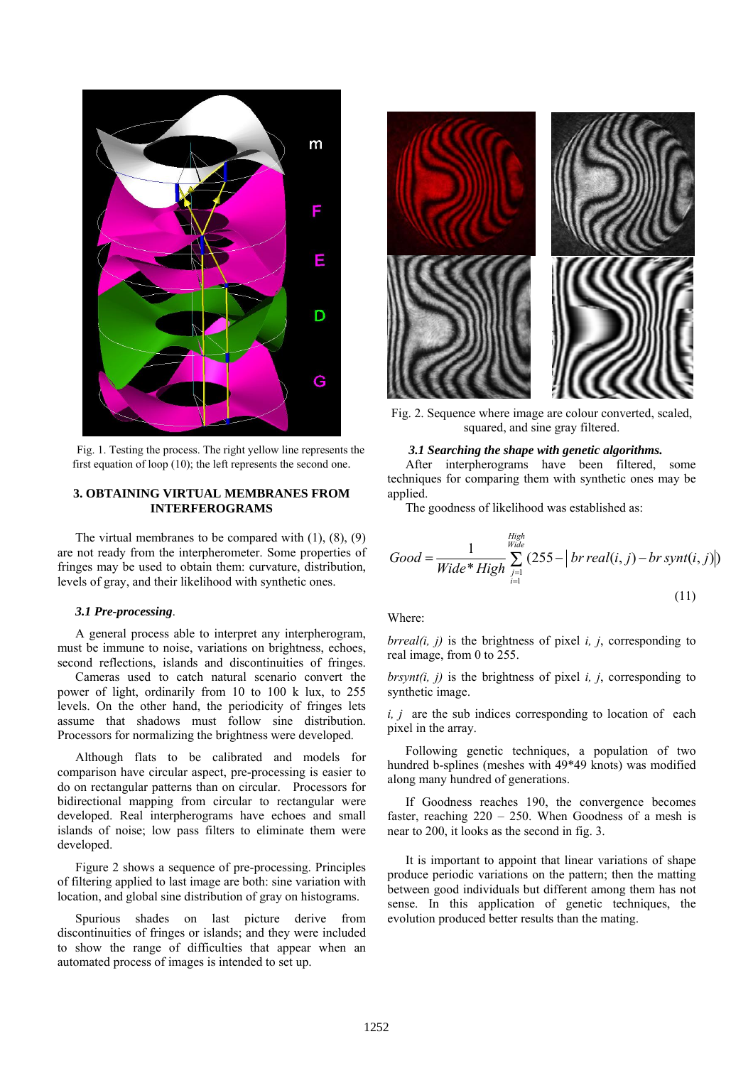Fig. 1. Testing the process. The right yellow line represents the first equation of loop (10); the left represents the second one.

## 3. OBTAINING VIRTUAL MEMBRANES FROM INTERFEROGRAMS

The virtual membranes to be compared with (1), (8), (9) are not ready from the interpherometer. Some properties of fringes may be used to obtain them: curvature, distribution, levels of gray, and their likelihood with synthetic ones.

### *3.1 Pre-processing*.

A general process able to interpret any interpherogram, must be immune to noise, variations on brightness, echoes, second reflections, islands and discontinuities of fringes.

Cameras used to catch natural scenario convert the power of light, ordinarily from 10 to 100 k lux, to 255 levels. On the other hand, the periodicity of fringes lets assume that shadows must follow sine distribution. Processors for normalizing the brightness were developed.

Although flats to be calibrated and models for comparison have circular aspect, pre-processing is easier to do on rectangular patterns than on circular. Processors for bidirectional mapping from circular to rectangular were developed. Real interpherograms have echoes and small islands of noise; low pass filters to eliminate them were developed.

Figure 2 shows a sequence of pre-processing. Principles of filtering applied to last image are both: sine variation with location, and global sine distribution of gray on histograms.

Spurious shades on last picture derive from discontinuities of fringes or islands; and they were included to show the range of difficulties that appear when an automated process of images is intended to set up.

Fig. 2. Sequence where image are colour converted, scaled, squared, and sine gray filtered.

### *3.1 Searching the shape with genetic algorithms.*

After interpherograms have been filtered, some techniques for comparing them with synthetic ones may be applied.

The goodness of likelihood was established as:

$$Good = \frac{1}{Wide * High} \sum_{\substack{j=1 \\ i=1}}^{\substack{High \\ Wide}} \left(255 - \left| br\,real(i,j) - br\,synt(i,j) \right|\right) \tag{11}$$

Where:

*brreal(i, j)* is the brightness of pixel *i, j*, corresponding to real image, from 0 to 255.

*brsynt(i, j)* is the brightness of pixel *i, j*, corresponding to synthetic image.

*i, j* are the sub indices corresponding to location of each pixel in the array.

Following genetic techniques, a population of two hundred b-splines (meshes with 49*49 knots) was modified along many hundred of generations.

If Goodness reaches 190, the convergence becomes faster, reaching 220 – 250. When Goodness of a mesh is near to 200, it looks as the second in fig. 3.

It is important to appoint that linear variations of shape produce periodic variations on the pattern; then the matting between good individuals but different among them has not sense. In this application of genetic techniques, the evolution produced better results than the mating.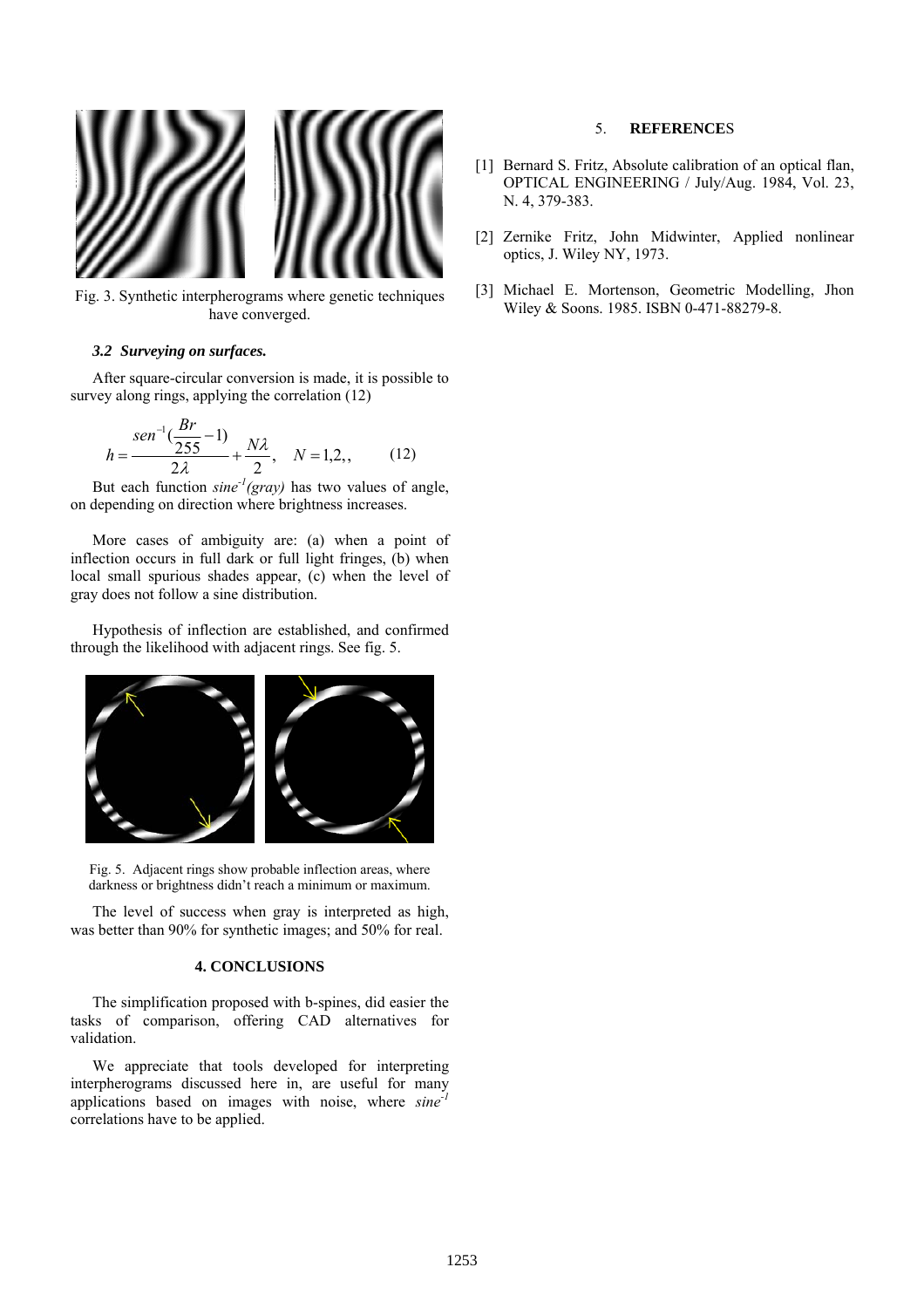Fig. 3. Synthetic interpherograms where genetic techniques have converged.

### *3.2 Surveying on surfaces.*

After square-circular conversion is made, it is possible to survey along rings, applying the correlation (12)

$$h = \frac{sen^{-1}(\frac{Br}{255} - 1)}{2\lambda} + \frac{N\lambda}{2}, \quad N = 1,2,, \qquad (12)$$

But each function *sine*$^{-1}$*(gray)* has two values of angle, on depending on direction where brightness increases.

More cases of ambiguity are: (a) when a point of inflection occurs in full dark or full light fringes, (b) when local small spurious shades appear, (c) when the level of gray does not follow a sine distribution.

Hypothesis of inflection are established, and confirmed through the likelihood with adjacent rings. See fig. 5.

Fig. 5. Adjacent rings show probable inflection areas, where darkness or brightness didn't reach a minimum or maximum.

The level of success when gray is interpreted as high, was better than 90% for synthetic images; and 50% for real.

## 4. CONCLUSIONS

The simplification proposed with b-spines, did easier the tasks of comparison, offering CAD alternatives for validation.

We appreciate that tools developed for interpreting interpherograms discussed here in, are useful for many applications based on images with noise, where *sine*$^{-1}$ correlations have to be applied.

## 5. REFERENCES

[1] Bernard S. Fritz, Absolute calibration of an optical flan, OPTICAL ENGINEERING / July/Aug. 1984, Vol. 23, N. 4, 379-383.

[2] Zernike Fritz, John Midwinter, Applied nonlinear optics, J. Wiley NY, 1973.

[3] Michael E. Mortenson, Geometric Modelling, Jhon Wiley & Soons. 1985. ISBN 0-471-88279-8.